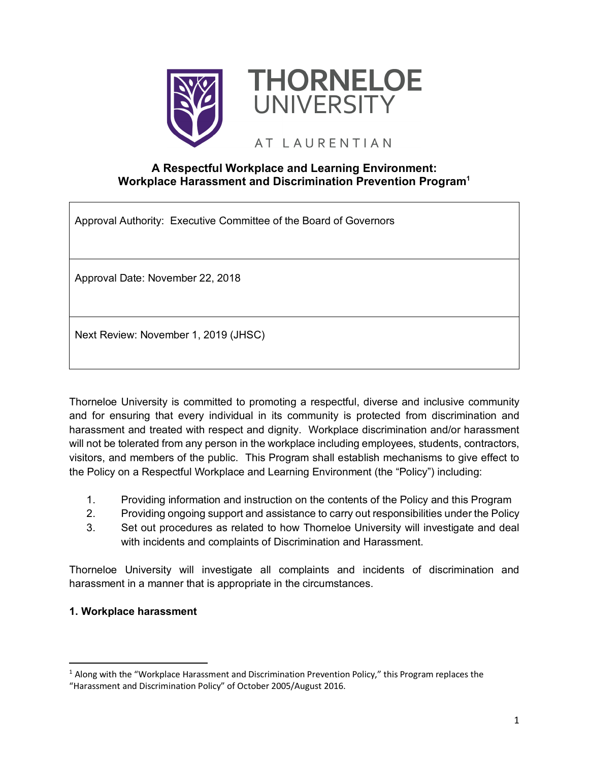THORNELOE UNIVERSITY

AT LAURENTIAN

## A Respectful Workplace and Learning Environment: Workplace Harassment and Discrimination Prevention Program[1]

| Approval Authority: Executive Committee of the Board of Governors |
| --- |
| Approval Date: November 22, 2018 |
| Next Review: November 1, 2019 (JHSC) |

Thorneloe University is committed to promoting a respectful, diverse and inclusive community and for ensuring that every individual in its community is protected from discrimination and harassment and treated with respect and dignity. Workplace discrimination and/or harassment will not be tolerated from any person in the workplace including employees, students, contractors, visitors, and members of the public. This Program shall establish mechanisms to give effect to the Policy on a Respectful Workplace and Learning Environment (the "Policy") including:

1. Providing information and instruction on the contents of the Policy and this Program
2. Providing ongoing support and assistance to carry out responsibilities under the Policy
3. Set out procedures as related to how Thorneloe University will investigate and deal with incidents and complaints of Discrimination and Harassment.

Thorneloe University will investigate all complaints and incidents of discrimination and harassment in a manner that is appropriate in the circumstances.

### 1. Workplace harassment

[1] Along with the "Workplace Harassment and Discrimination Prevention Policy," this Program replaces the "Harassment and Discrimination Policy" of October 2005/August 2016.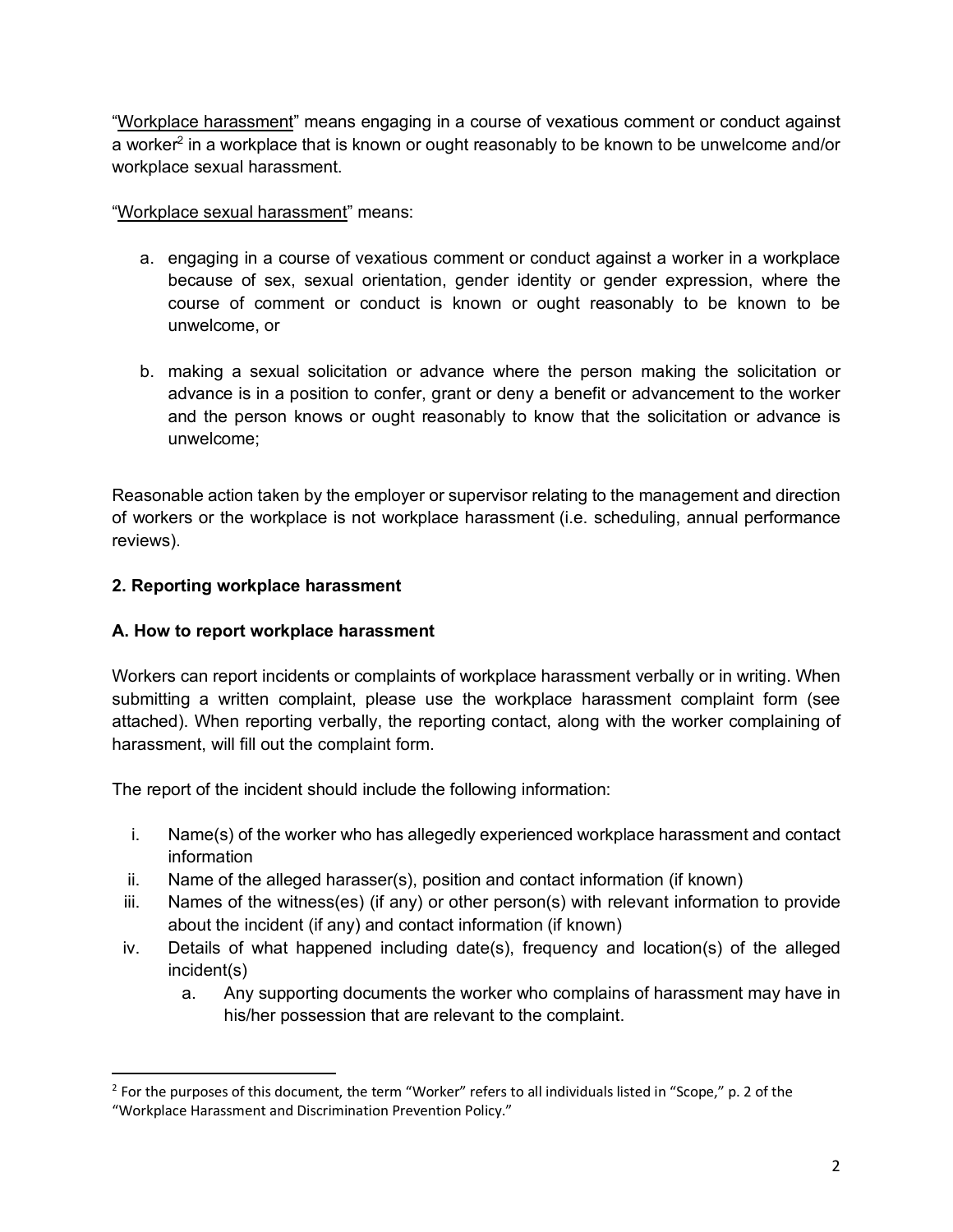"Workplace harassment" means engaging in a course of vexatious comment or conduct against a worker[2] in a workplace that is known or ought reasonably to be known to be unwelcome and/or workplace sexual harassment.

"Workplace sexual harassment" means:

a. engaging in a course of vexatious comment or conduct against a worker in a workplace because of sex, sexual orientation, gender identity or gender expression, where the course of comment or conduct is known or ought reasonably to be known to be unwelcome, or

b. making a sexual solicitation or advance where the person making the solicitation or advance is in a position to confer, grant or deny a benefit or advancement to the worker and the person knows or ought reasonably to know that the solicitation or advance is unwelcome;

Reasonable action taken by the employer or supervisor relating to the management and direction of workers or the workplace is not workplace harassment (i.e. scheduling, annual performance reviews).

**2. Reporting workplace harassment**

**A. How to report workplace harassment**

Workers can report incidents or complaints of workplace harassment verbally or in writing. When submitting a written complaint, please use the workplace harassment complaint form (see attached). When reporting verbally, the reporting contact, along with the worker complaining of harassment, will fill out the complaint form.

The report of the incident should include the following information:

i. Name(s) of the worker who has allegedly experienced workplace harassment and contact information
ii. Name of the alleged harasser(s), position and contact information (if known)
iii. Names of the witness(es) (if any) or other person(s) with relevant information to provide about the incident (if any) and contact information (if known)
iv. Details of what happened including date(s), frequency and location(s) of the alleged incident(s)
    a. Any supporting documents the worker who complains of harassment may have in his/her possession that are relevant to the complaint.

[2] For the purposes of this document, the term "Worker" refers to all individuals listed in "Scope," p. 2 of the "Workplace Harassment and Discrimination Prevention Policy."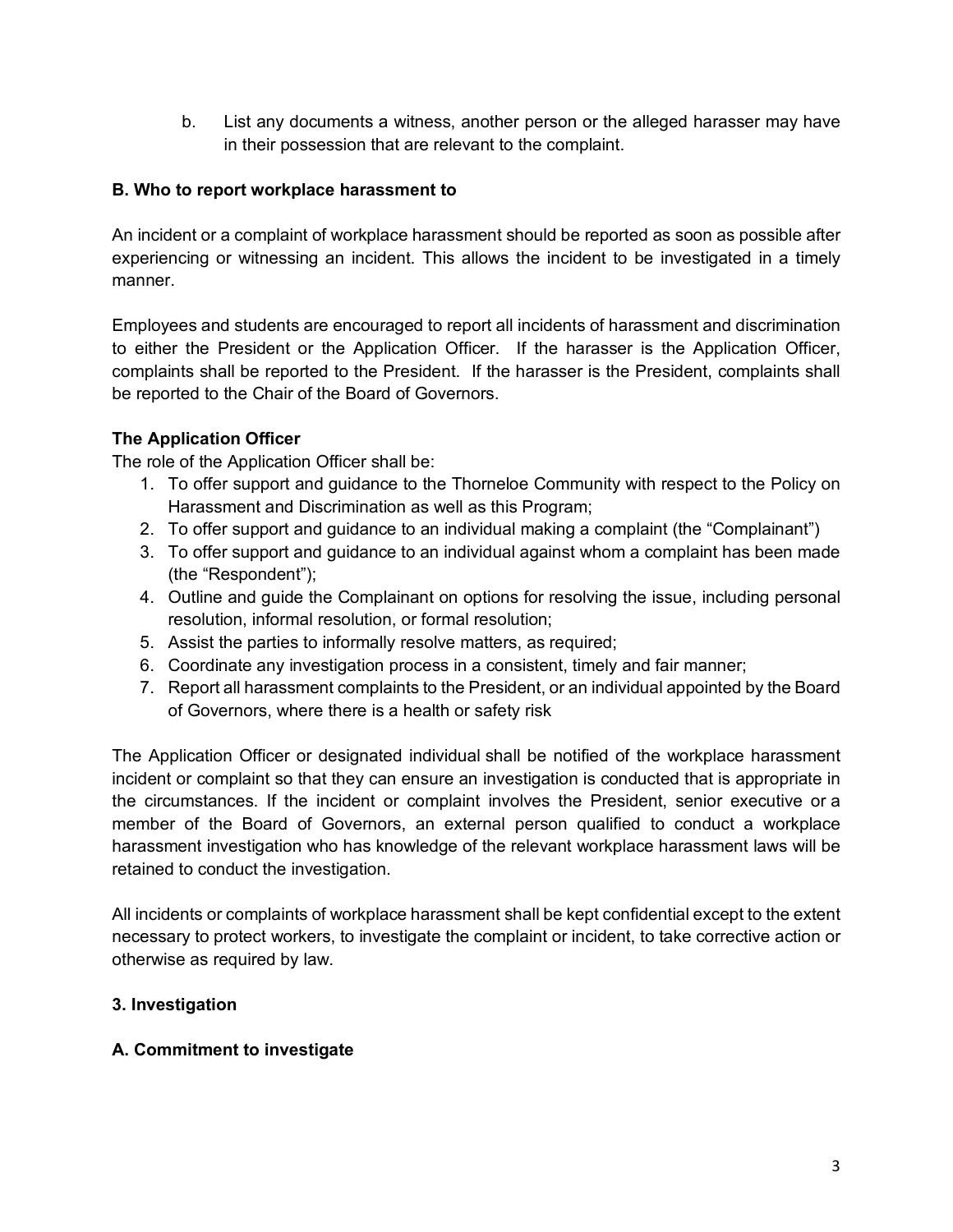b. List any documents a witness, another person or the alleged harasser may have in their possession that are relevant to the complaint.

**B. Who to report workplace harassment to**

An incident or a complaint of workplace harassment should be reported as soon as possible after experiencing or witnessing an incident. This allows the incident to be investigated in a timely manner.

Employees and students are encouraged to report all incidents of harassment and discrimination to either the President or the Application Officer. If the harasser is the Application Officer, complaints shall be reported to the President. If the harasser is the President, complaints shall be reported to the Chair of the Board of Governors.

**The Application Officer**

The role of the Application Officer shall be:

1. To offer support and guidance to the Thorneloe Community with respect to the Policy on Harassment and Discrimination as well as this Program;
2. To offer support and guidance to an individual making a complaint (the "Complainant")
3. To offer support and guidance to an individual against whom a complaint has been made (the "Respondent");
4. Outline and guide the Complainant on options for resolving the issue, including personal resolution, informal resolution, or formal resolution;
5. Assist the parties to informally resolve matters, as required;
6. Coordinate any investigation process in a consistent, timely and fair manner;
7. Report all harassment complaints to the President, or an individual appointed by the Board of Governors, where there is a health or safety risk

The Application Officer or designated individual shall be notified of the workplace harassment incident or complaint so that they can ensure an investigation is conducted that is appropriate in the circumstances. If the incident or complaint involves the President, senior executive or a member of the Board of Governors, an external person qualified to conduct a workplace harassment investigation who has knowledge of the relevant workplace harassment laws will be retained to conduct the investigation.

All incidents or complaints of workplace harassment shall be kept confidential except to the extent necessary to protect workers, to investigate the complaint or incident, to take corrective action or otherwise as required by law.

**3. Investigation**

**A. Commitment to investigate**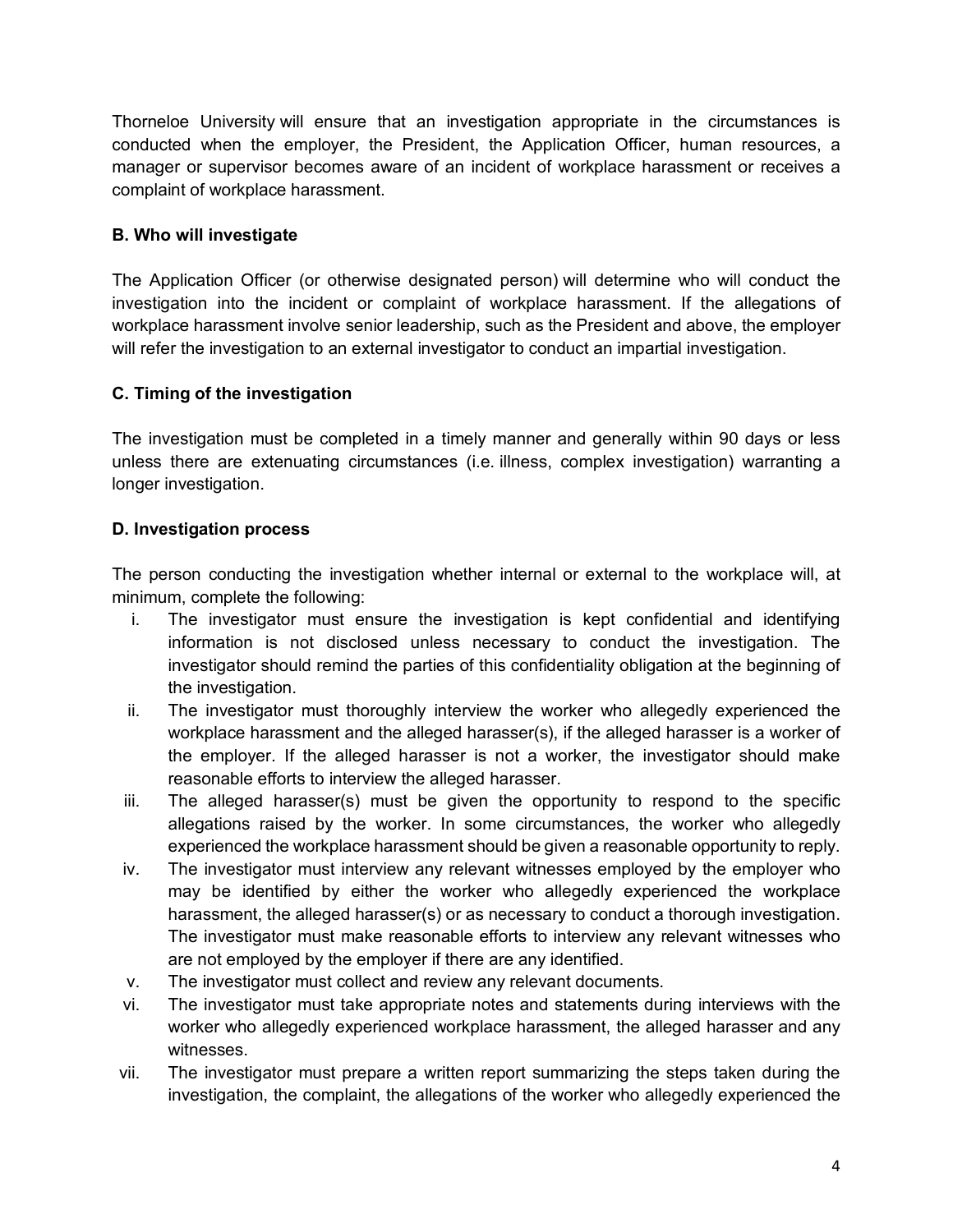Thorneloe University will ensure that an investigation appropriate in the circumstances is conducted when the employer, the President, the Application Officer, human resources, a manager or supervisor becomes aware of an incident of workplace harassment or receives a complaint of workplace harassment.

**B. Who will investigate**

The Application Officer (or otherwise designated person) will determine who will conduct the investigation into the incident or complaint of workplace harassment. If the allegations of workplace harassment involve senior leadership, such as the President and above, the employer will refer the investigation to an external investigator to conduct an impartial investigation.

**C. Timing of the investigation**

The investigation must be completed in a timely manner and generally within 90 days or less unless there are extenuating circumstances (i.e. illness, complex investigation) warranting a longer investigation.

**D. Investigation process**

The person conducting the investigation whether internal or external to the workplace will, at minimum, complete the following:

i. The investigator must ensure the investigation is kept confidential and identifying information is not disclosed unless necessary to conduct the investigation. The investigator should remind the parties of this confidentiality obligation at the beginning of the investigation.

ii. The investigator must thoroughly interview the worker who allegedly experienced the workplace harassment and the alleged harasser(s), if the alleged harasser is a worker of the employer. If the alleged harasser is not a worker, the investigator should make reasonable efforts to interview the alleged harasser.

iii. The alleged harasser(s) must be given the opportunity to respond to the specific allegations raised by the worker. In some circumstances, the worker who allegedly experienced the workplace harassment should be given a reasonable opportunity to reply.

iv. The investigator must interview any relevant witnesses employed by the employer who may be identified by either the worker who allegedly experienced the workplace harassment, the alleged harasser(s) or as necessary to conduct a thorough investigation. The investigator must make reasonable efforts to interview any relevant witnesses who are not employed by the employer if there are any identified.

v. The investigator must collect and review any relevant documents.

vi. The investigator must take appropriate notes and statements during interviews with the worker who allegedly experienced workplace harassment, the alleged harasser and any witnesses.

vii. The investigator must prepare a written report summarizing the steps taken during the investigation, the complaint, the allegations of the worker who allegedly experienced the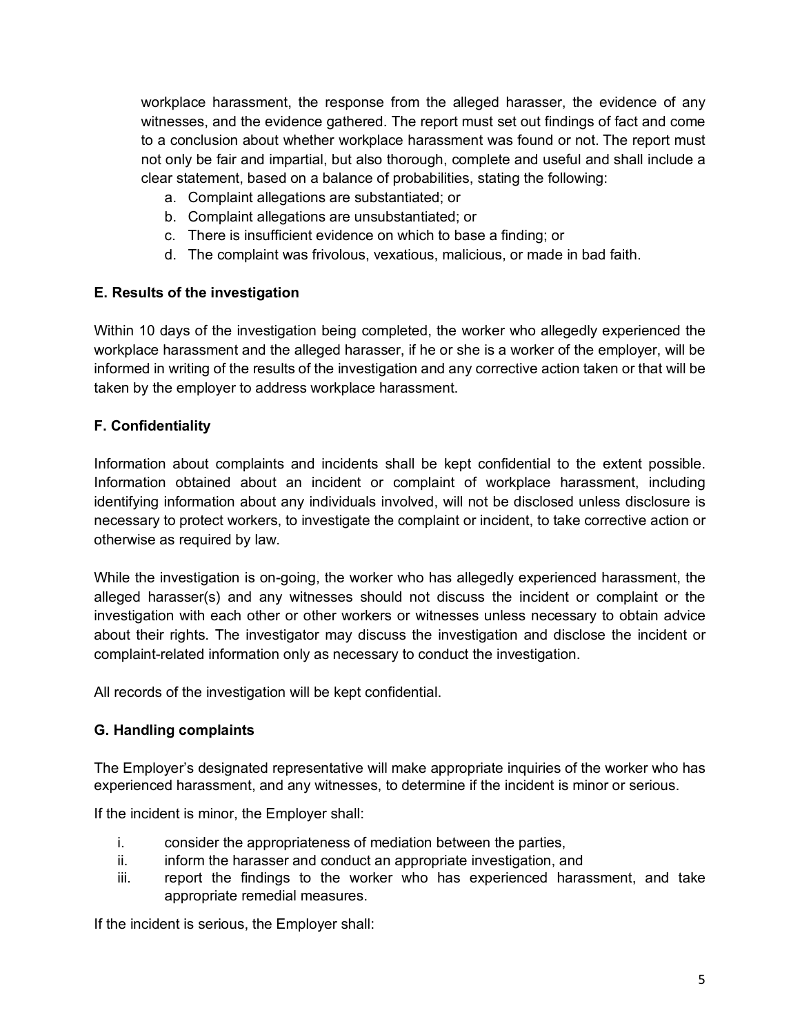workplace harassment, the response from the alleged harasser, the evidence of any witnesses, and the evidence gathered. The report must set out findings of fact and come to a conclusion about whether workplace harassment was found or not. The report must not only be fair and impartial, but also thorough, complete and useful and shall include a clear statement, based on a balance of probabilities, stating the following:

a. Complaint allegations are substantiated; or
b. Complaint allegations are unsubstantiated; or
c. There is insufficient evidence on which to base a finding; or
d. The complaint was frivolous, vexatious, malicious, or made in bad faith.

**E. Results of the investigation**

Within 10 days of the investigation being completed, the worker who allegedly experienced the workplace harassment and the alleged harasser, if he or she is a worker of the employer, will be informed in writing of the results of the investigation and any corrective action taken or that will be taken by the employer to address workplace harassment.

**F. Confidentiality**

Information about complaints and incidents shall be kept confidential to the extent possible. Information obtained about an incident or complaint of workplace harassment, including identifying information about any individuals involved, will not be disclosed unless disclosure is necessary to protect workers, to investigate the complaint or incident, to take corrective action or otherwise as required by law.

While the investigation is on-going, the worker who has allegedly experienced harassment, the alleged harasser(s) and any witnesses should not discuss the incident or complaint or the investigation with each other or other workers or witnesses unless necessary to obtain advice about their rights. The investigator may discuss the investigation and disclose the incident or complaint-related information only as necessary to conduct the investigation.

All records of the investigation will be kept confidential.

**G. Handling complaints**

The Employer's designated representative will make appropriate inquiries of the worker who has experienced harassment, and any witnesses, to determine if the incident is minor or serious.

If the incident is minor, the Employer shall:

i. consider the appropriateness of mediation between the parties,
ii. inform the harasser and conduct an appropriate investigation, and
iii. report the findings to the worker who has experienced harassment, and take appropriate remedial measures.

If the incident is serious, the Employer shall: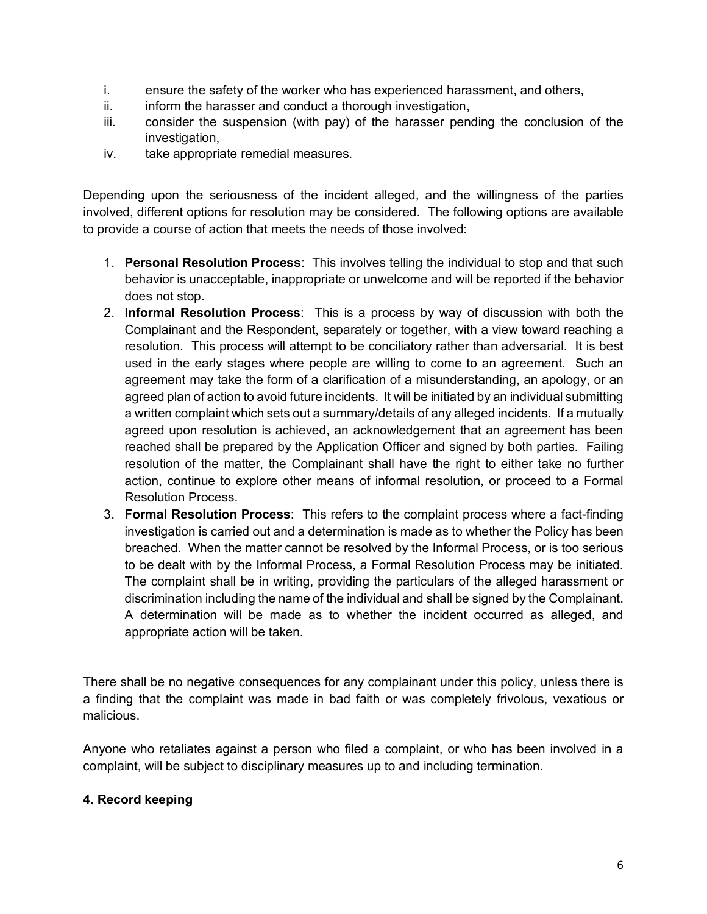i. ensure the safety of the worker who has experienced harassment, and others,
ii. inform the harasser and conduct a thorough investigation,
iii. consider the suspension (with pay) of the harasser pending the conclusion of the investigation,
iv. take appropriate remedial measures.

Depending upon the seriousness of the incident alleged, and the willingness of the parties involved, different options for resolution may be considered. The following options are available to provide a course of action that meets the needs of those involved:

1. **Personal Resolution Process**: This involves telling the individual to stop and that such behavior is unacceptable, inappropriate or unwelcome and will be reported if the behavior does not stop.
2. **Informal Resolution Process**: This is a process by way of discussion with both the Complainant and the Respondent, separately or together, with a view toward reaching a resolution. This process will attempt to be conciliatory rather than adversarial. It is best used in the early stages where people are willing to come to an agreement. Such an agreement may take the form of a clarification of a misunderstanding, an apology, or an agreed plan of action to avoid future incidents. It will be initiated by an individual submitting a written complaint which sets out a summary/details of any alleged incidents. If a mutually agreed upon resolution is achieved, an acknowledgement that an agreement has been reached shall be prepared by the Application Officer and signed by both parties. Failing resolution of the matter, the Complainant shall have the right to either take no further action, continue to explore other means of informal resolution, or proceed to a Formal Resolution Process.
3. **Formal Resolution Process**: This refers to the complaint process where a fact-finding investigation is carried out and a determination is made as to whether the Policy has been breached. When the matter cannot be resolved by the Informal Process, or is too serious to be dealt with by the Informal Process, a Formal Resolution Process may be initiated. The complaint shall be in writing, providing the particulars of the alleged harassment or discrimination including the name of the individual and shall be signed by the Complainant. A determination will be made as to whether the incident occurred as alleged, and appropriate action will be taken.

There shall be no negative consequences for any complainant under this policy, unless there is a finding that the complaint was made in bad faith or was completely frivolous, vexatious or malicious.

Anyone who retaliates against a person who filed a complaint, or who has been involved in a complaint, will be subject to disciplinary measures up to and including termination.

**4. Record keeping**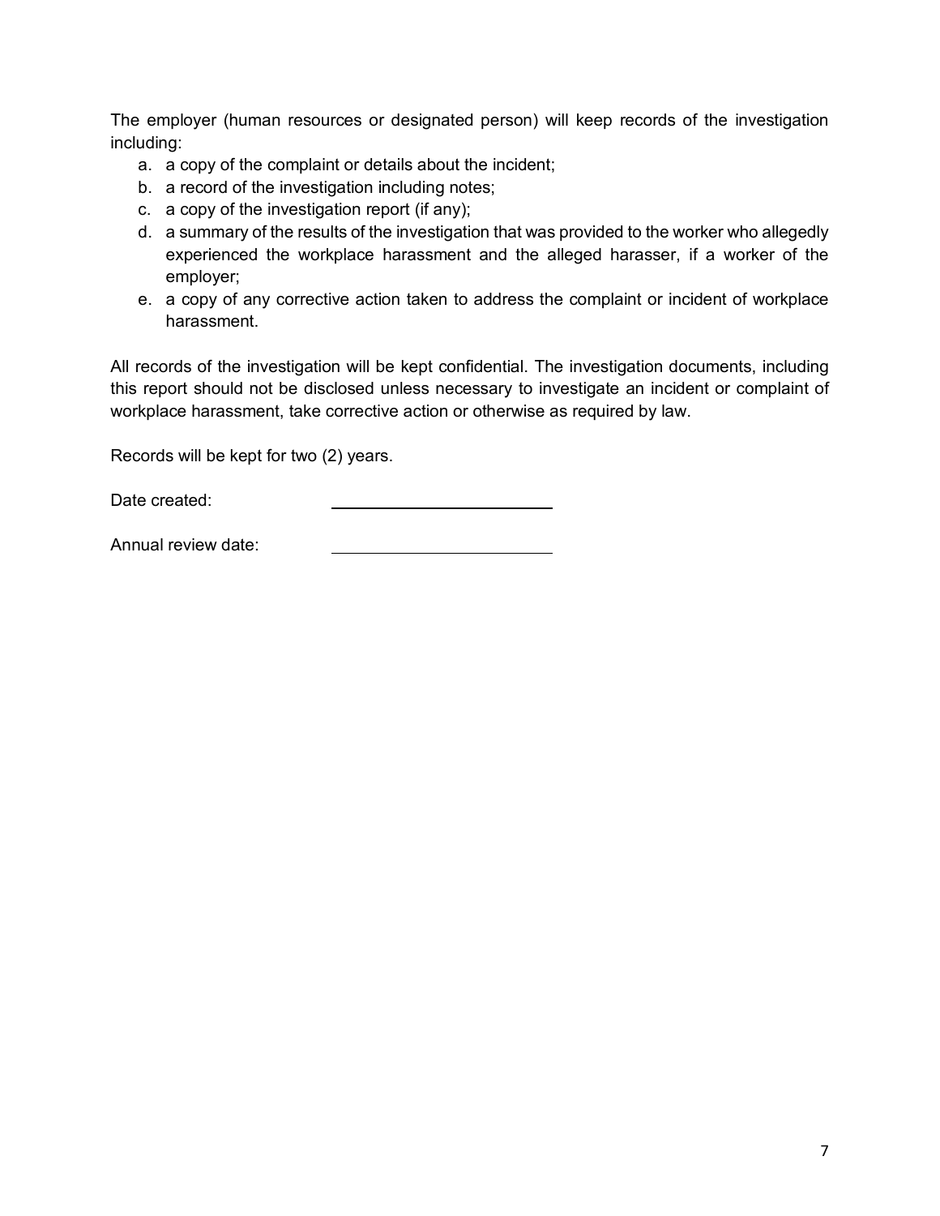The employer (human resources or designated person) will keep records of the investigation including:

a. a copy of the complaint or details about the incident;
b. a record of the investigation including notes;
c. a copy of the investigation report (if any);
d. a summary of the results of the investigation that was provided to the worker who allegedly experienced the workplace harassment and the alleged harasser, if a worker of the employer;
e. a copy of any corrective action taken to address the complaint or incident of workplace harassment.

All records of the investigation will be kept confidential. The investigation documents, including this report should not be disclosed unless necessary to investigate an incident or complaint of workplace harassment, take corrective action or otherwise as required by law.

Records will be kept for two (2) years.

Date created: ______________________

Annual review date: ______________________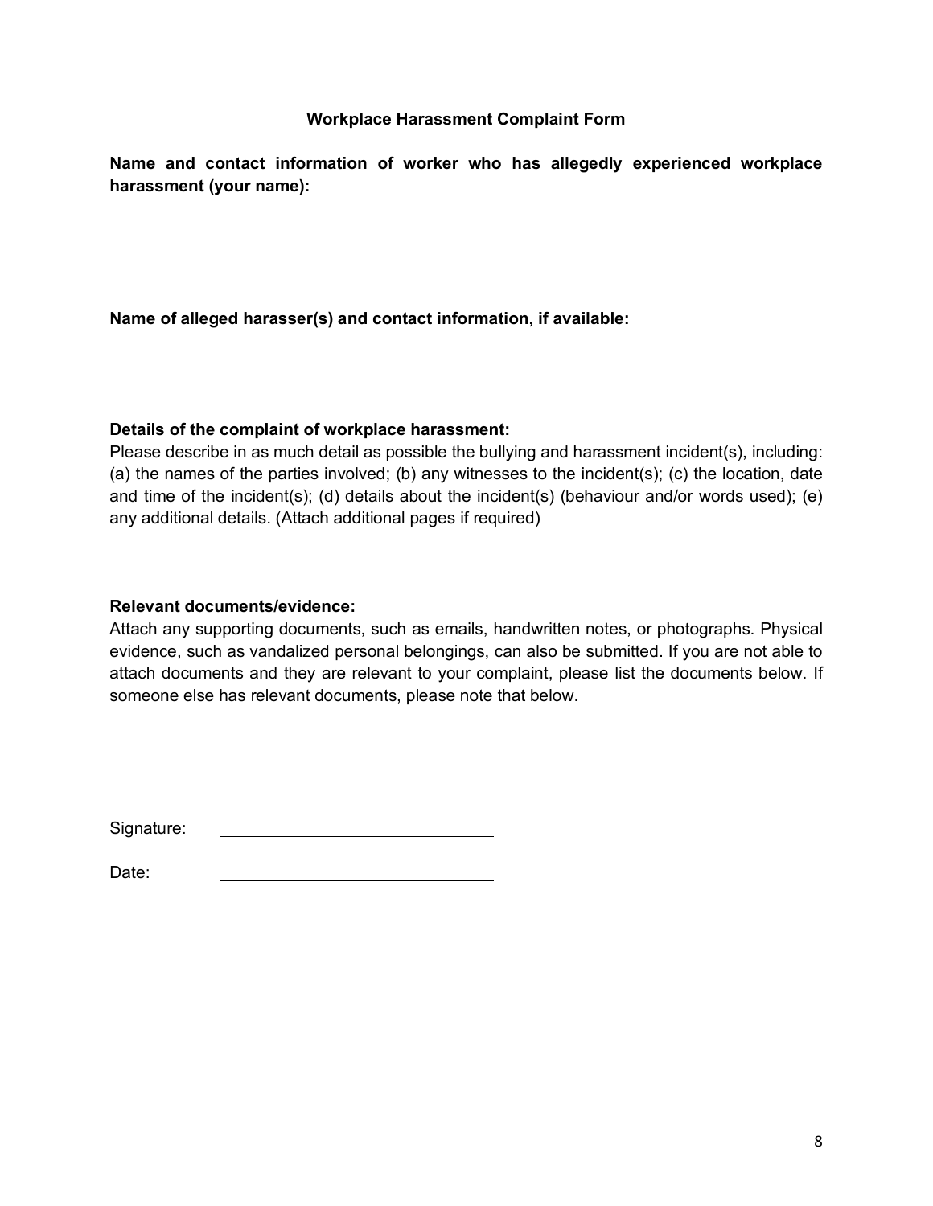# Workplace Harassment Complaint Form

**Name and contact information of worker who has allegedly experienced workplace harassment (your name):**

**Name of alleged harasser(s) and contact information, if available:**

**Details of the complaint of workplace harassment:**

Please describe in as much detail as possible the bullying and harassment incident(s), including: (a) the names of the parties involved; (b) any witnesses to the incident(s); (c) the location, date and time of the incident(s); (d) details about the incident(s) (behaviour and/or words used); (e) any additional details. (Attach additional pages if required)

**Relevant documents/evidence:**

Attach any supporting documents, such as emails, handwritten notes, or photographs. Physical evidence, such as vandalized personal belongings, can also be submitted. If you are not able to attach documents and they are relevant to your complaint, please list the documents below. If someone else has relevant documents, please note that below.

Signature: ______________________________

Date: ______________________________